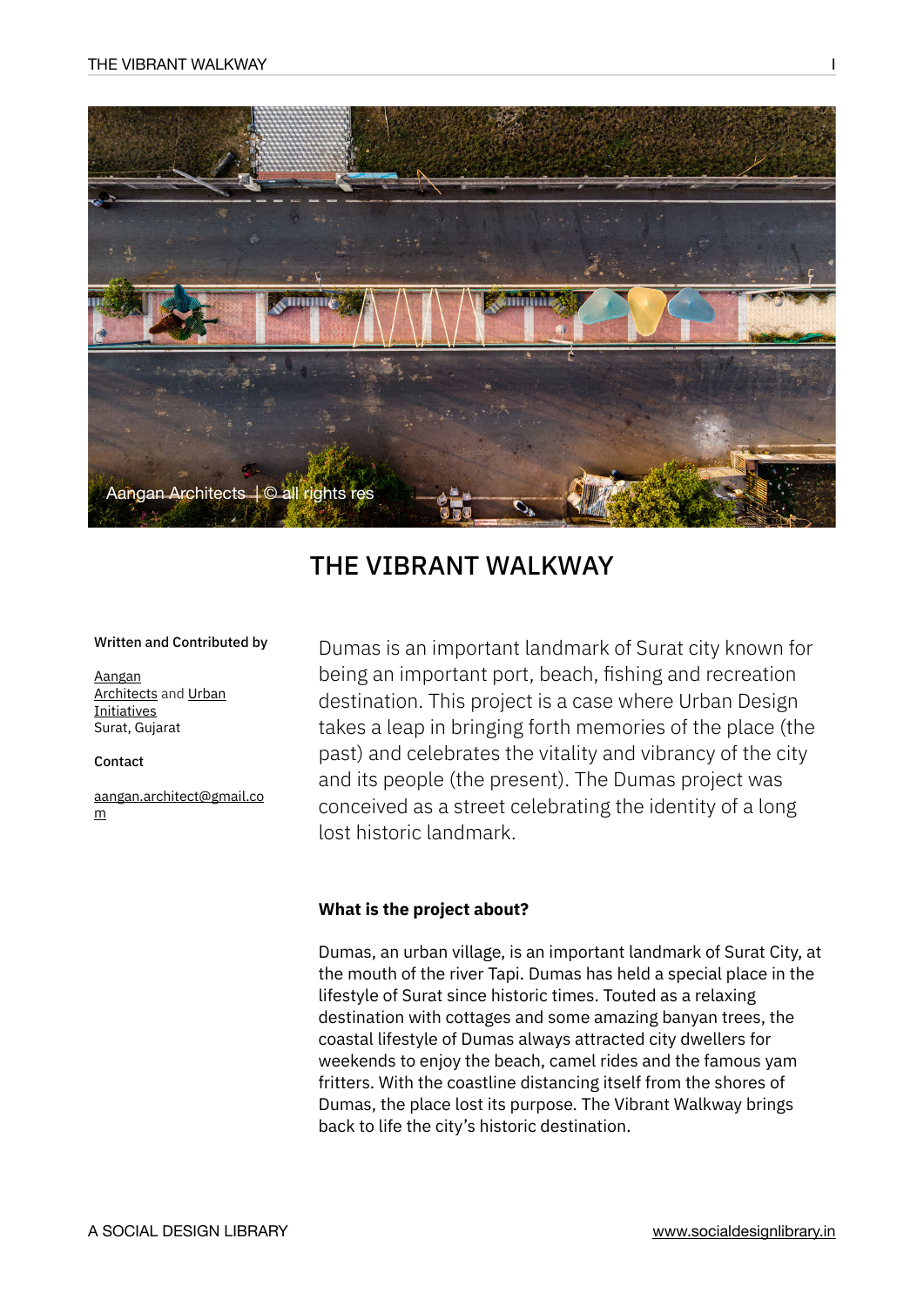# THE VIBRANT WALKWAY

**Written and Contributed by**

Aangan Architects and Urban Initiatives
Surat, Gujarat

**Contact**

aangan.architect@gmail.com

Dumas is an important landmark of Surat city known for being an important port, beach, fishing and recreation destination. This project is a case where Urban Design takes a leap in bringing forth memories of the place (the past) and celebrates the vitality and vibrancy of the city and its people (the present). The Dumas project was conceived as a street celebrating the identity of a long lost historic landmark.

### What is the project about?

Dumas, an urban village, is an important landmark of Surat City, at the mouth of the river Tapi. Dumas has held a special place in the lifestyle of Surat since historic times. Touted as a relaxing destination with cottages and some amazing banyan trees, the coastal lifestyle of Dumas always attracted city dwellers for weekends to enjoy the beach, camel rides and the famous yam fritters. With the coastline distancing itself from the shores of Dumas, the place lost its purpose. The Vibrant Walkway brings back to life the city's historic destination.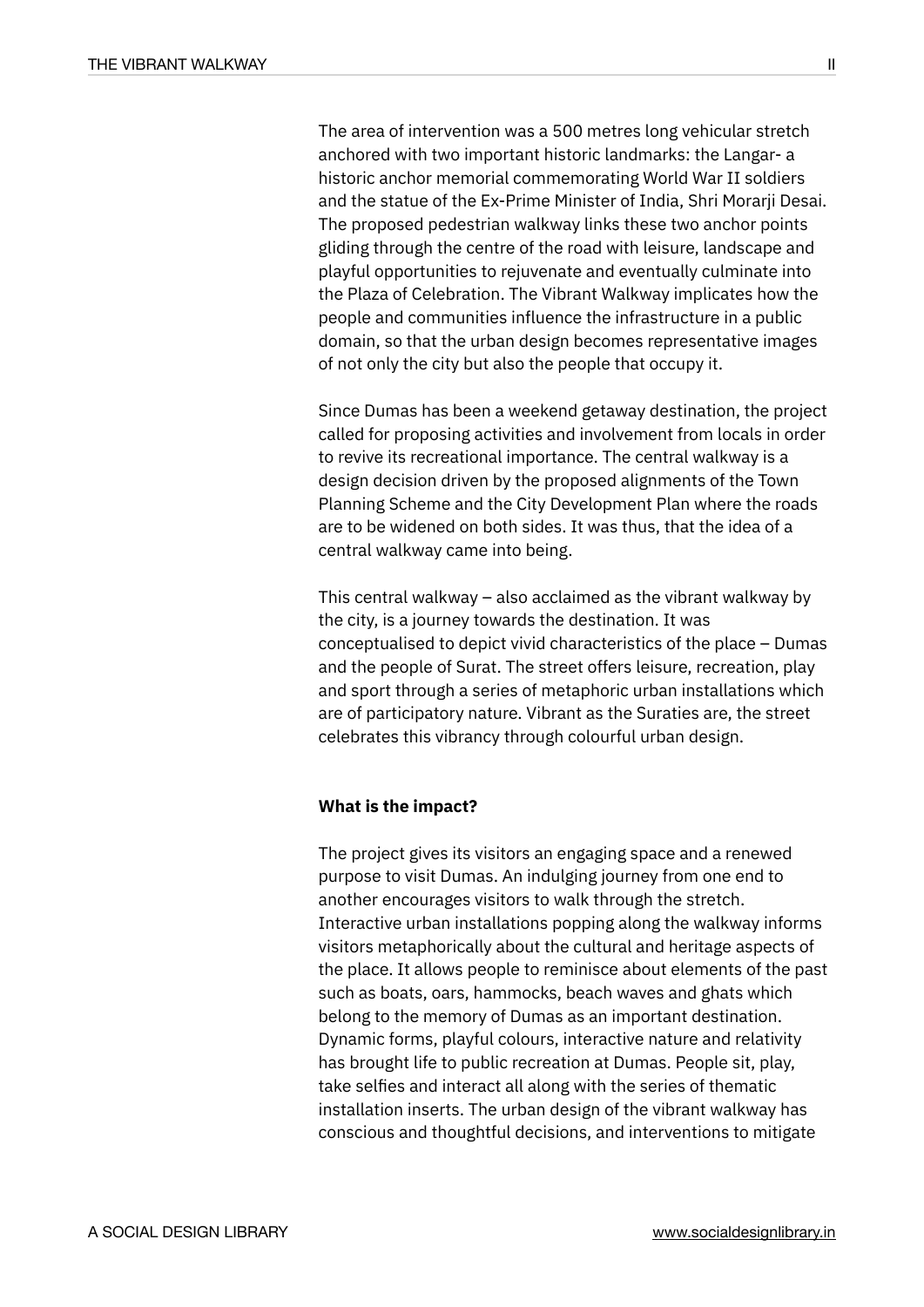The area of intervention was a 500 metres long vehicular stretch anchored with two important historic landmarks: the Langar- a historic anchor memorial commemorating World War II soldiers and the statue of the Ex-Prime Minister of India, Shri Morarji Desai. The proposed pedestrian walkway links these two anchor points gliding through the centre of the road with leisure, landscape and playful opportunities to rejuvenate and eventually culminate into the Plaza of Celebration. The Vibrant Walkway implicates how the people and communities influence the infrastructure in a public domain, so that the urban design becomes representative images of not only the city but also the people that occupy it.

Since Dumas has been a weekend getaway destination, the project called for proposing activities and involvement from locals in order to revive its recreational importance. The central walkway is a design decision driven by the proposed alignments of the Town Planning Scheme and the City Development Plan where the roads are to be widened on both sides. It was thus, that the idea of a central walkway came into being.

This central walkway – also acclaimed as the vibrant walkway by the city, is a journey towards the destination. It was conceptualised to depict vivid characteristics of the place – Dumas and the people of Surat. The street offers leisure, recreation, play and sport through a series of metaphoric urban installations which are of participatory nature. Vibrant as the Suraties are, the street celebrates this vibrancy through colourful urban design.

**What is the impact?**

The project gives its visitors an engaging space and a renewed purpose to visit Dumas. An indulging journey from one end to another encourages visitors to walk through the stretch. Interactive urban installations popping along the walkway informs visitors metaphorically about the cultural and heritage aspects of the place. It allows people to reminisce about elements of the past such as boats, oars, hammocks, beach waves and ghats which belong to the memory of Dumas as an important destination. Dynamic forms, playful colours, interactive nature and relativity has brought life to public recreation at Dumas. People sit, play, take selfies and interact all along with the series of thematic installation inserts. The urban design of the vibrant walkway has conscious and thoughtful decisions, and interventions to mitigate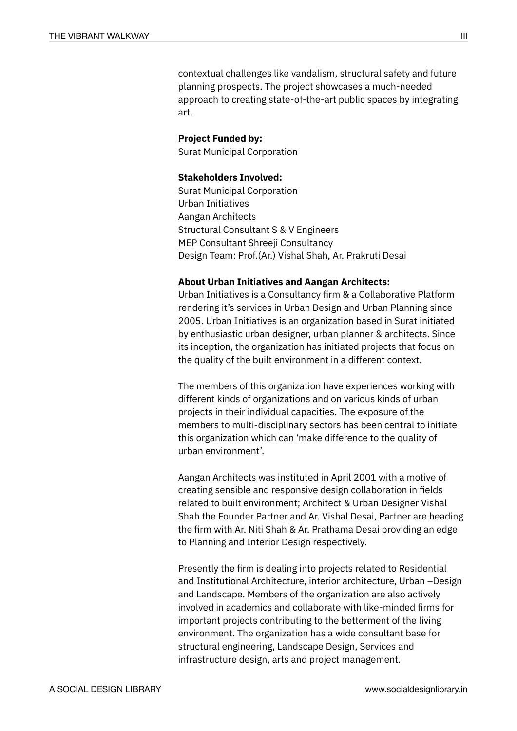contextual challenges like vandalism, structural safety and future planning prospects. The project showcases a much-needed approach to creating state-of-the-art public spaces by integrating art.

**Project Funded by:**
Surat Municipal Corporation

**Stakeholders Involved:**
Surat Municipal Corporation
Urban Initiatives
Aangan Architects
Structural Consultant S & V Engineers
MEP Consultant Shreeji Consultancy
Design Team: Prof.(Ar.) Vishal Shah, Ar. Prakruti Desai

**About Urban Initiatives and Aangan Architects:**
Urban Initiatives is a Consultancy firm & a Collaborative Platform rendering it's services in Urban Design and Urban Planning since 2005. Urban Initiatives is an organization based in Surat initiated by enthusiastic urban designer, urban planner & architects. Since its inception, the organization has initiated projects that focus on the quality of the built environment in a different context.

The members of this organization have experiences working with different kinds of organizations and on various kinds of urban projects in their individual capacities. The exposure of the members to multi-disciplinary sectors has been central to initiate this organization which can 'make difference to the quality of urban environment'.

Aangan Architects was instituted in April 2001 with a motive of creating sensible and responsive design collaboration in fields related to built environment; Architect & Urban Designer Vishal Shah the Founder Partner and Ar. Vishal Desai, Partner are heading the firm with Ar. Niti Shah & Ar. Prathama Desai providing an edge to Planning and Interior Design respectively.

Presently the firm is dealing into projects related to Residential and Institutional Architecture, interior architecture, Urban –Design and Landscape. Members of the organization are also actively involved in academics and collaborate with like-minded firms for important projects contributing to the betterment of the living environment. The organization has a wide consultant base for structural engineering, Landscape Design, Services and infrastructure design, arts and project management.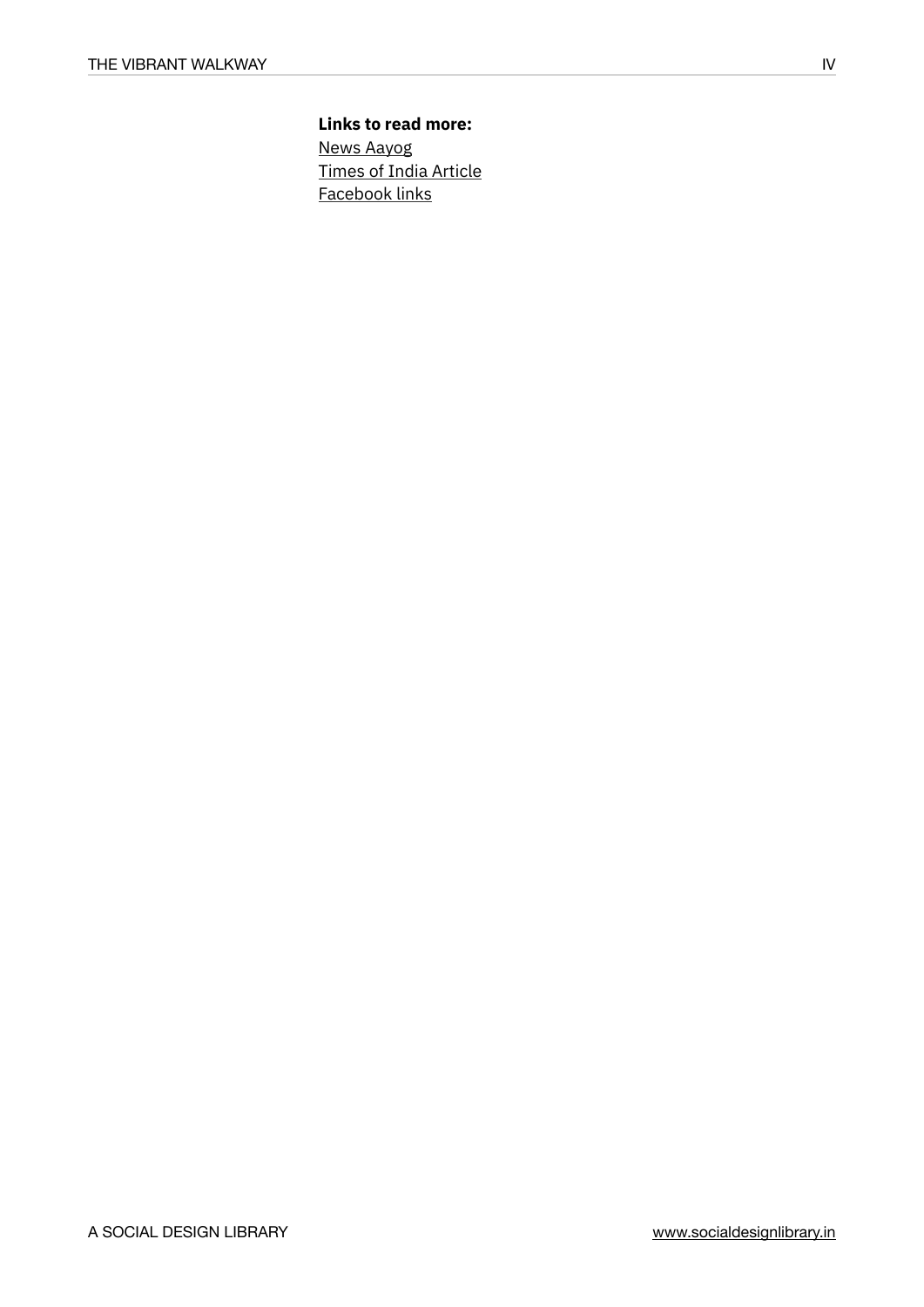**Links to read more:**

News Aayog

Times of India Article

Facebook links